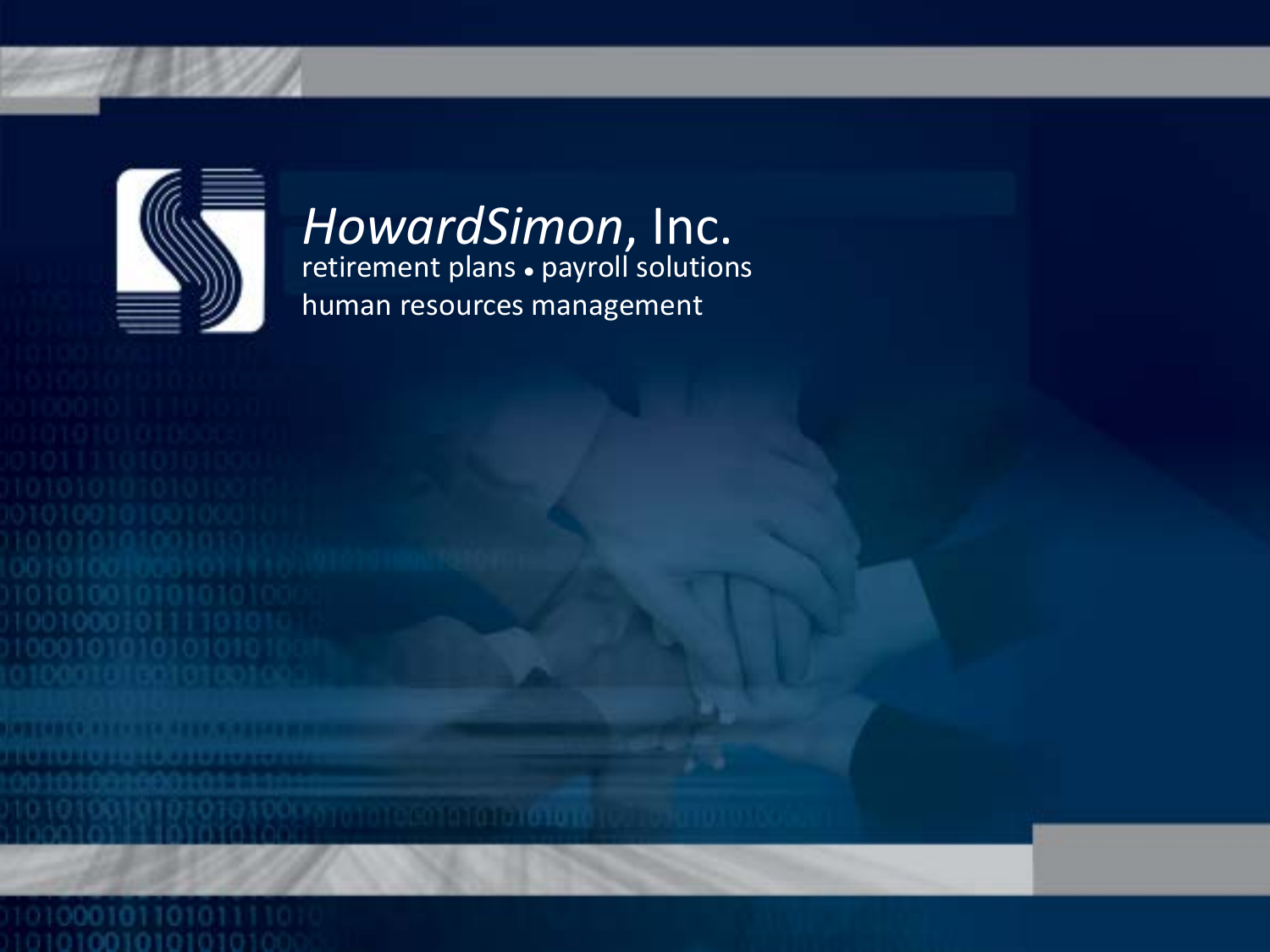# *HowardSimon*, Inc.

retirement plans • payroll solutions
human resources management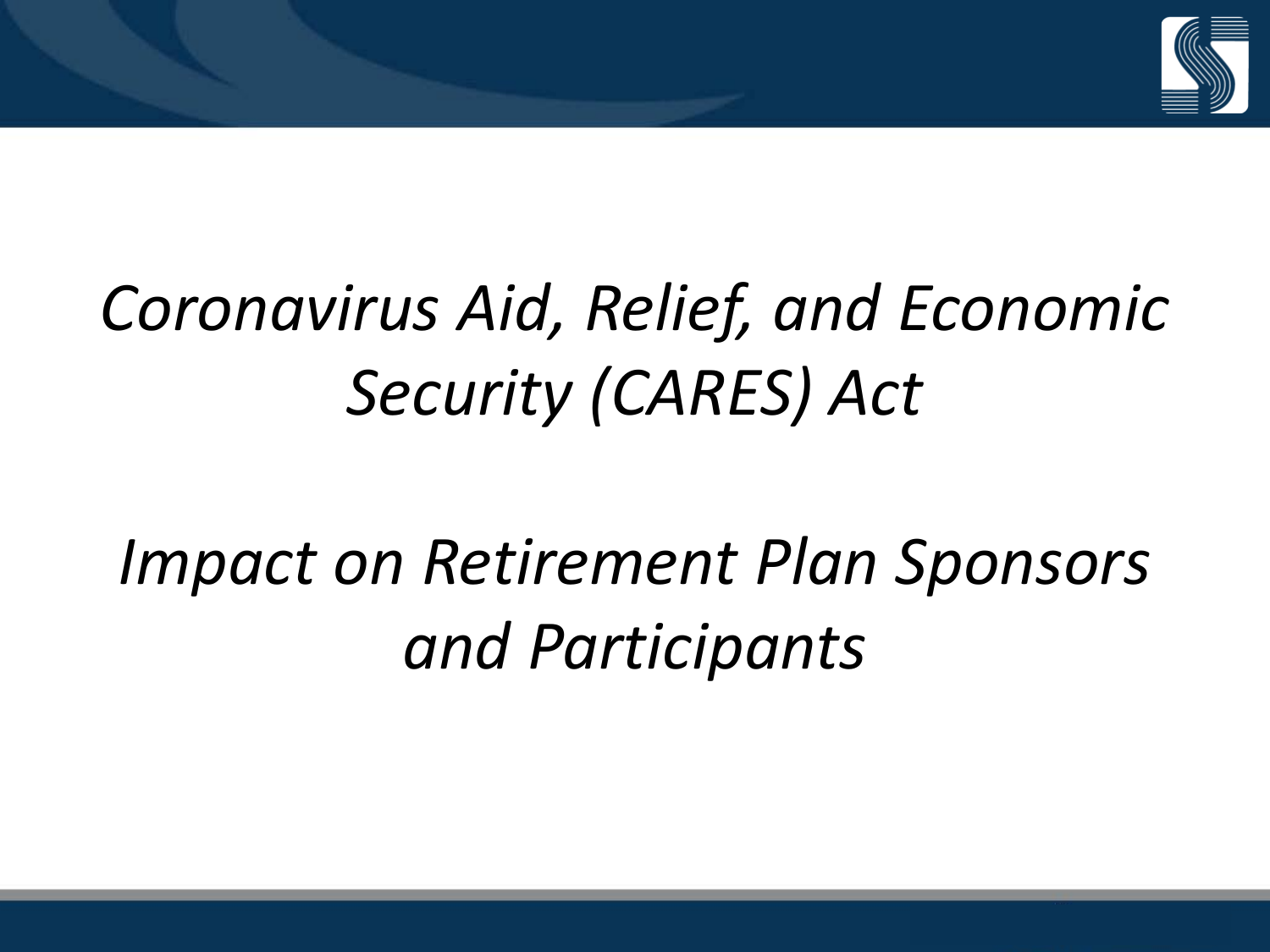# *Coronavirus Aid, Relief, and Economic Security (CARES) Act*

## *Impact on Retirement Plan Sponsors and Participants*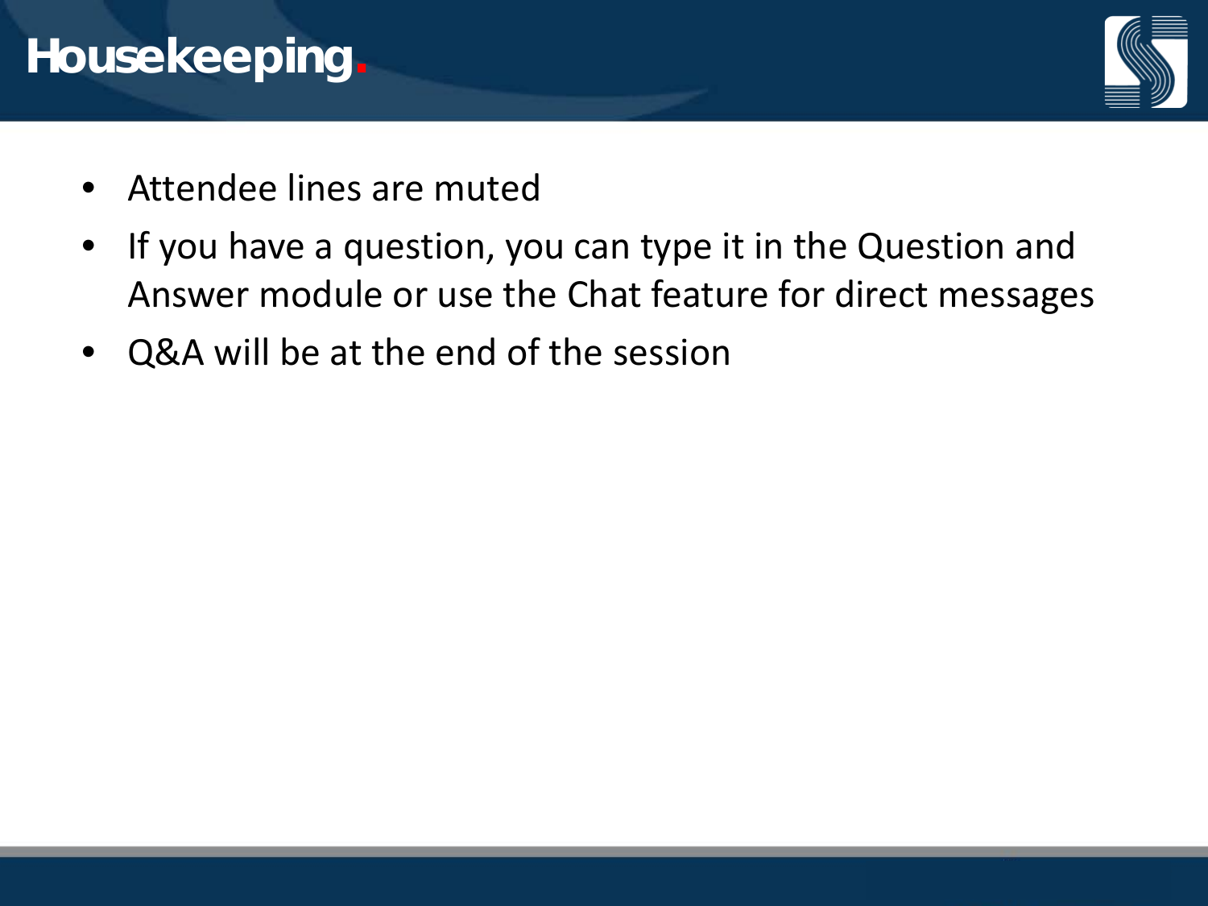# Housekeeping.

- Attendee lines are muted
- If you have a question, you can type it in the Question and Answer module or use the Chat feature for direct messages
- Q&A will be at the end of the session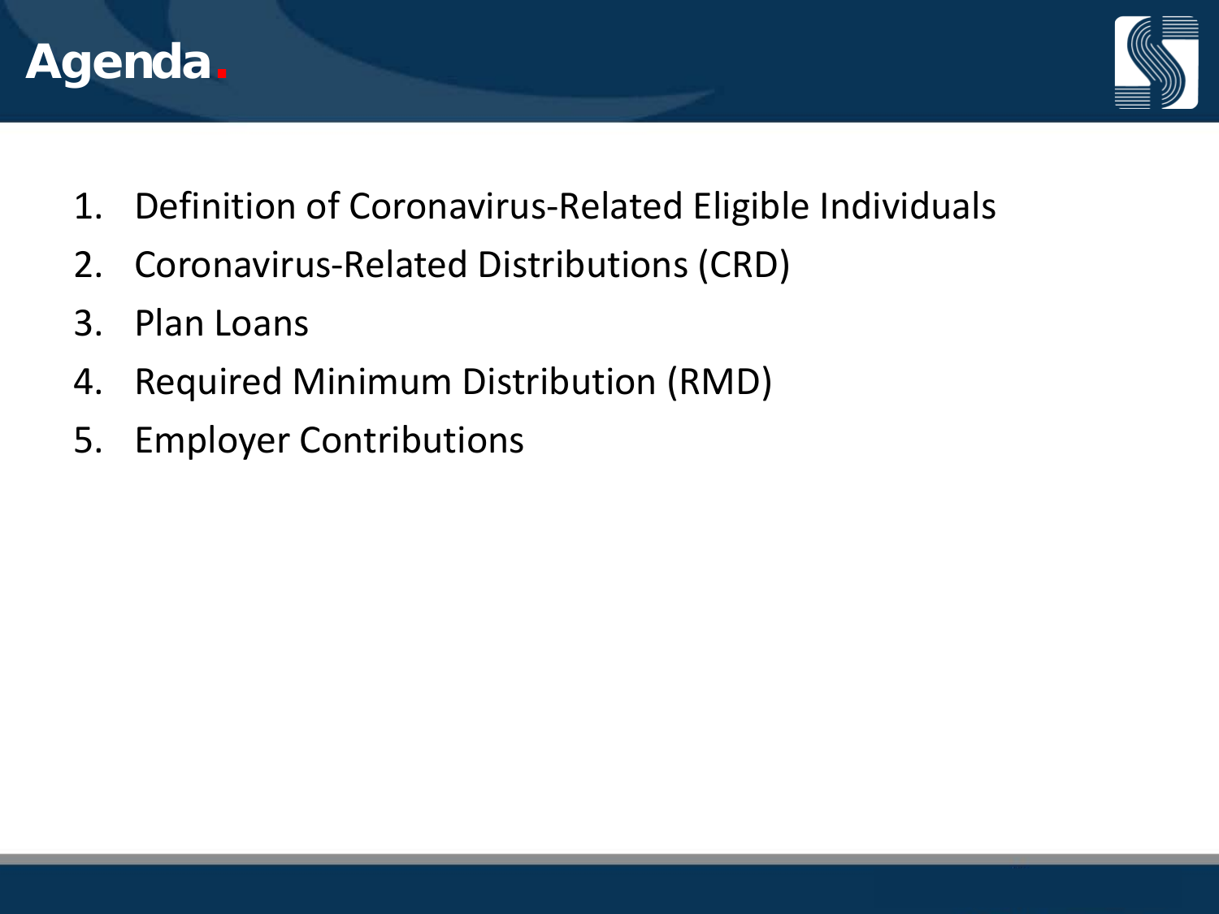# Agenda.

1. Definition of Coronavirus-Related Eligible Individuals
2. Coronavirus-Related Distributions (CRD)
3. Plan Loans
4. Required Minimum Distribution (RMD)
5. Employer Contributions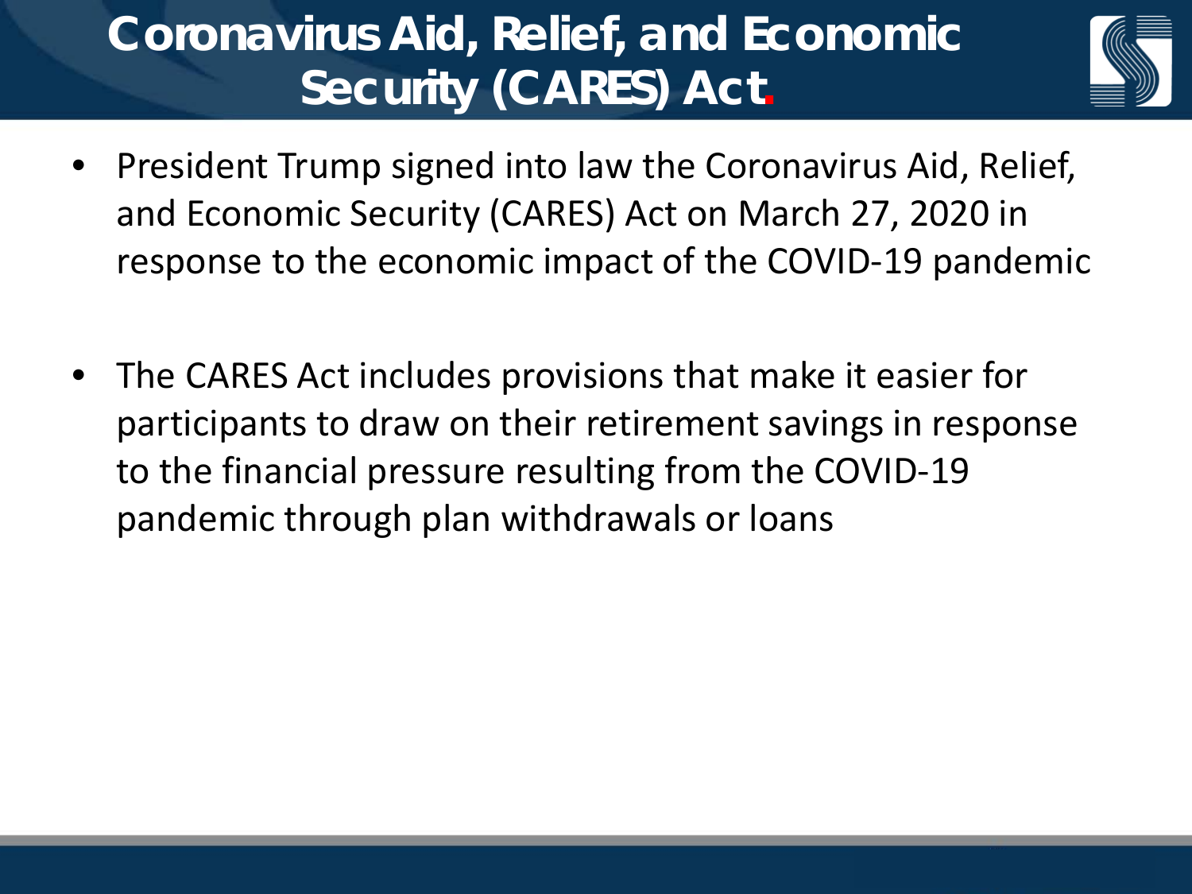# Coronavirus Aid, Relief, and Economic Security (CARES) Act.

- President Trump signed into law the Coronavirus Aid, Relief, and Economic Security (CARES) Act on March 27, 2020 in response to the economic impact of the COVID-19 pandemic

- The CARES Act includes provisions that make it easier for participants to draw on their retirement savings in response to the financial pressure resulting from the COVID-19 pandemic through plan withdrawals or loans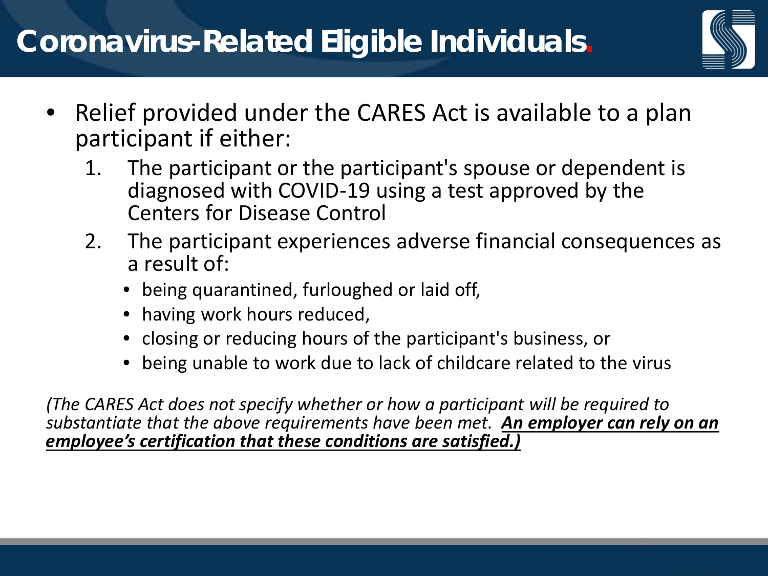# Coronavirus-Related Eligible Individuals.

- Relief provided under the CARES Act is available to a plan participant if either:
  1. The participant or the participant's spouse or dependent is diagnosed with COVID-19 using a test approved by the Centers for Disease Control
  2. The participant experiences adverse financial consequences as a result of:
     - being quarantined, furloughed or laid off,
     - having work hours reduced,
     - closing or reducing hours of the participant's business, or
     - being unable to work due to lack of childcare related to the virus

*(The CARES Act does not specify whether or how a participant will be required to substantiate that the above requirements have been met.* ***<u>An employer can rely on an employee's certification that these conditions are satisfied.)</u>***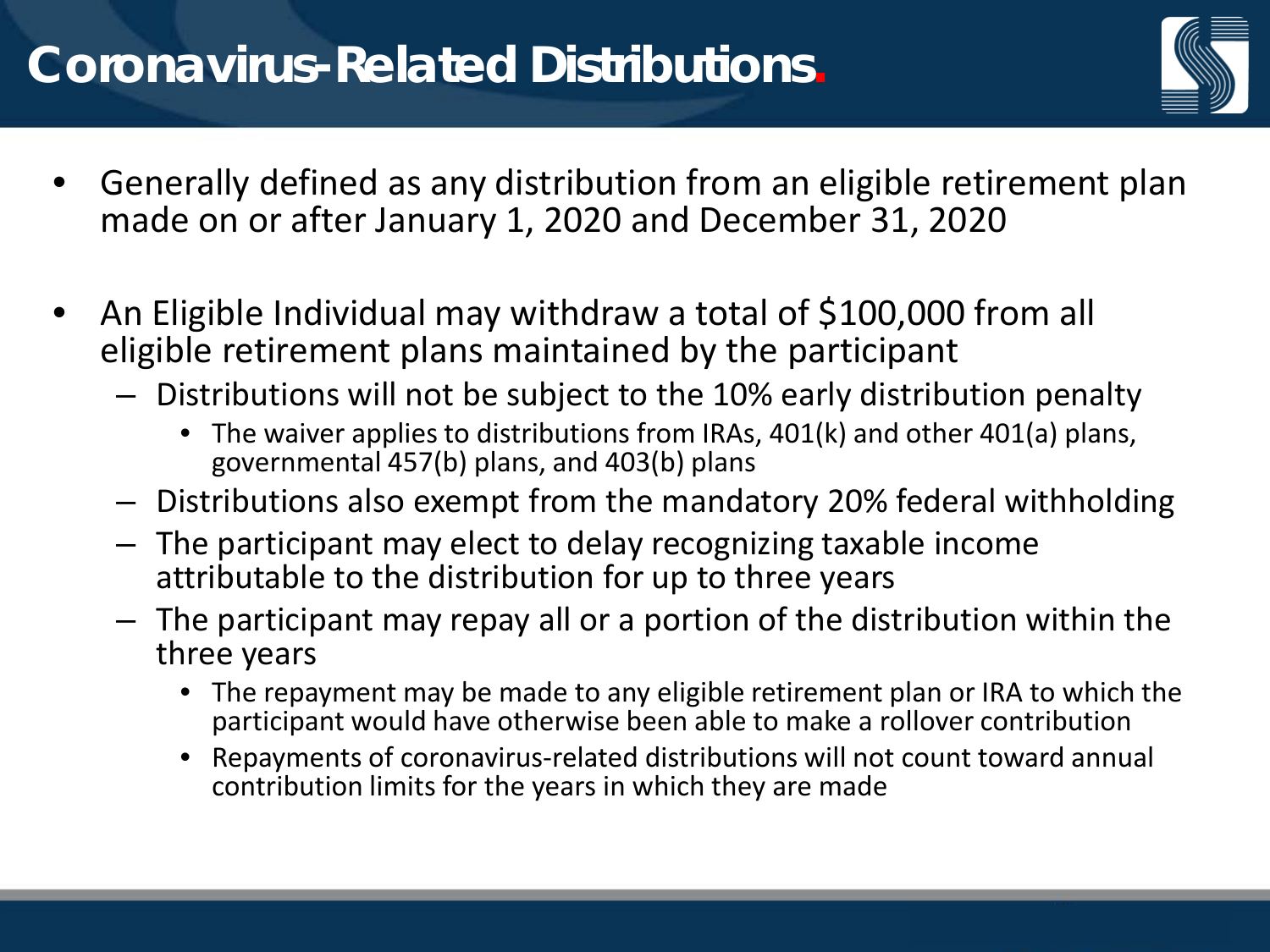# Coronavirus-Related Distributions.

- Generally defined as any distribution from an eligible retirement plan made on or after January 1, 2020 and December 31, 2020

- An Eligible Individual may withdraw a total of $100,000 from all eligible retirement plans maintained by the participant
  - Distributions will not be subject to the 10% early distribution penalty
    - The waiver applies to distributions from IRAs, 401(k) and other 401(a) plans, governmental 457(b) plans, and 403(b) plans
  - Distributions also exempt from the mandatory 20% federal withholding
  - The participant may elect to delay recognizing taxable income attributable to the distribution for up to three years
  - The participant may repay all or a portion of the distribution within the three years
    - The repayment may be made to any eligible retirement plan or IRA to which the participant would have otherwise been able to make a rollover contribution
    - Repayments of coronavirus-related distributions will not count toward annual contribution limits for the years in which they are made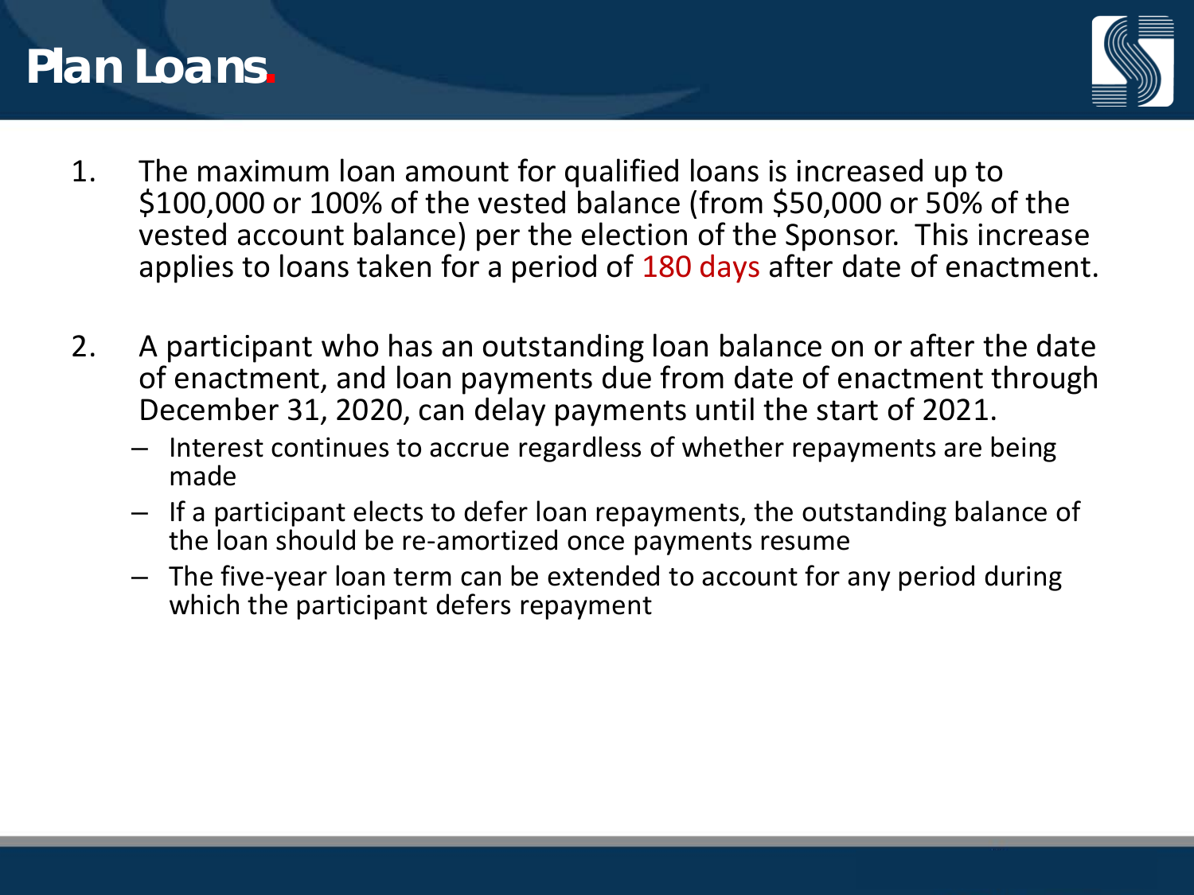# Plan Loans.

1. The maximum loan amount for qualified loans is increased up to $100,000 or 100% of the vested balance (from $50,000 or 50% of the vested account balance) per the election of the Sponsor. This increase applies to loans taken for a period of 180 days after date of enactment.

2. A participant who has an outstanding loan balance on or after the date of enactment, and loan payments due from date of enactment through December 31, 2020, can delay payments until the start of 2021.
   - Interest continues to accrue regardless of whether repayments are being made
   - If a participant elects to defer loan repayments, the outstanding balance of the loan should be re-amortized once payments resume
   - The five-year loan term can be extended to account for any period during which the participant defers repayment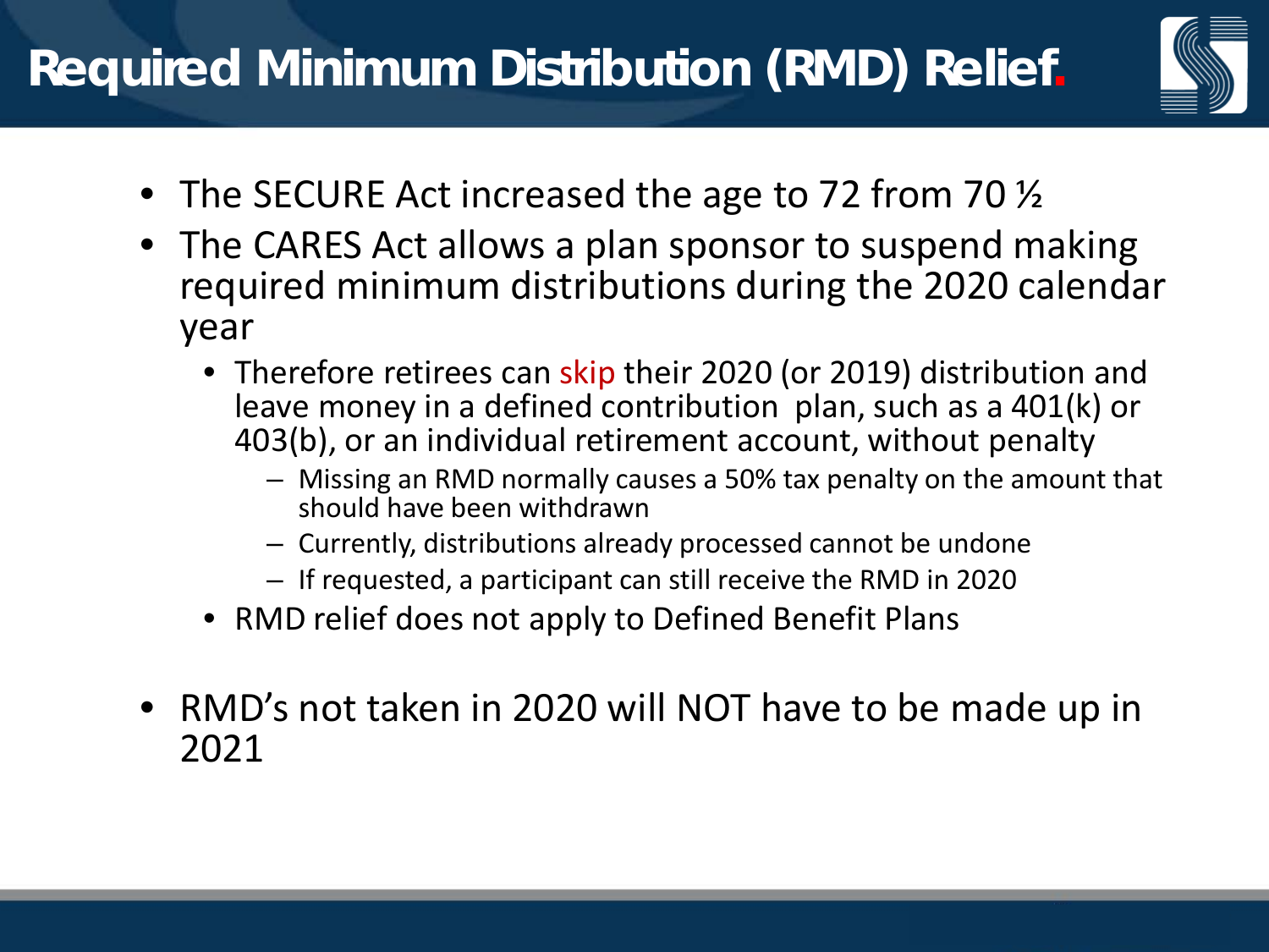# Required Minimum Distribution (RMD) Relief.

- The SECURE Act increased the age to 72 from 70 ½
- The CARES Act allows a plan sponsor to suspend making required minimum distributions during the 2020 calendar year
  - Therefore retirees can skip their 2020 (or 2019) distribution and leave money in a defined contribution plan, such as a 401(k) or 403(b), or an individual retirement account, without penalty
    - Missing an RMD normally causes a 50% tax penalty on the amount that should have been withdrawn
    - Currently, distributions already processed cannot be undone
    - If requested, a participant can still receive the RMD in 2020
  - RMD relief does not apply to Defined Benefit Plans
- RMD's not taken in 2020 will NOT have to be made up in 2021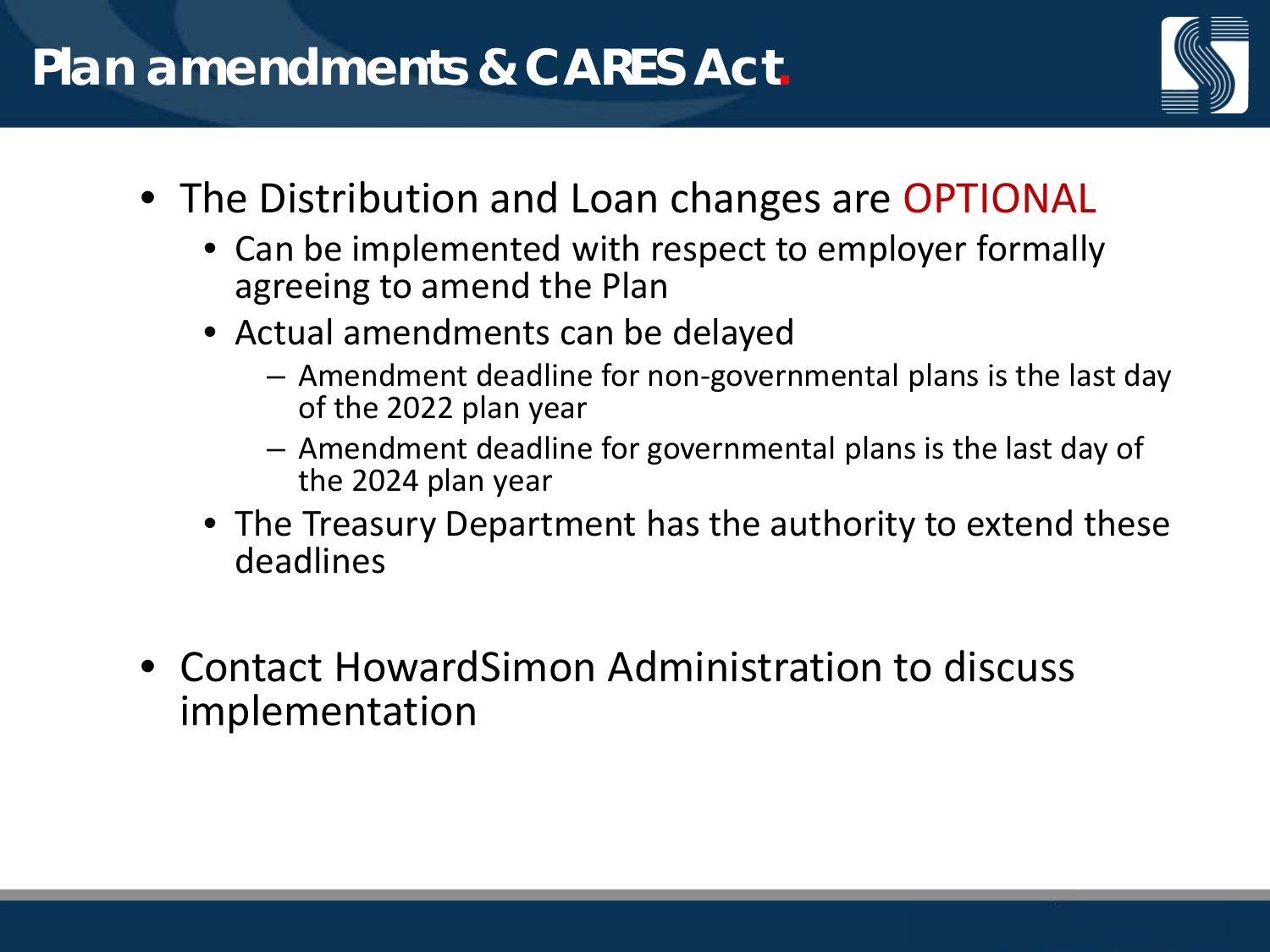# Plan amendments & CARES Act.

- The Distribution and Loan changes are OPTIONAL
  - Can be implemented with respect to employer formally agreeing to amend the Plan
  - Actual amendments can be delayed
    - Amendment deadline for non-governmental plans is the last day of the 2022 plan year
    - Amendment deadline for governmental plans is the last day of the 2024 plan year
  - The Treasury Department has the authority to extend these deadlines

- Contact HowardSimon Administration to discuss implementation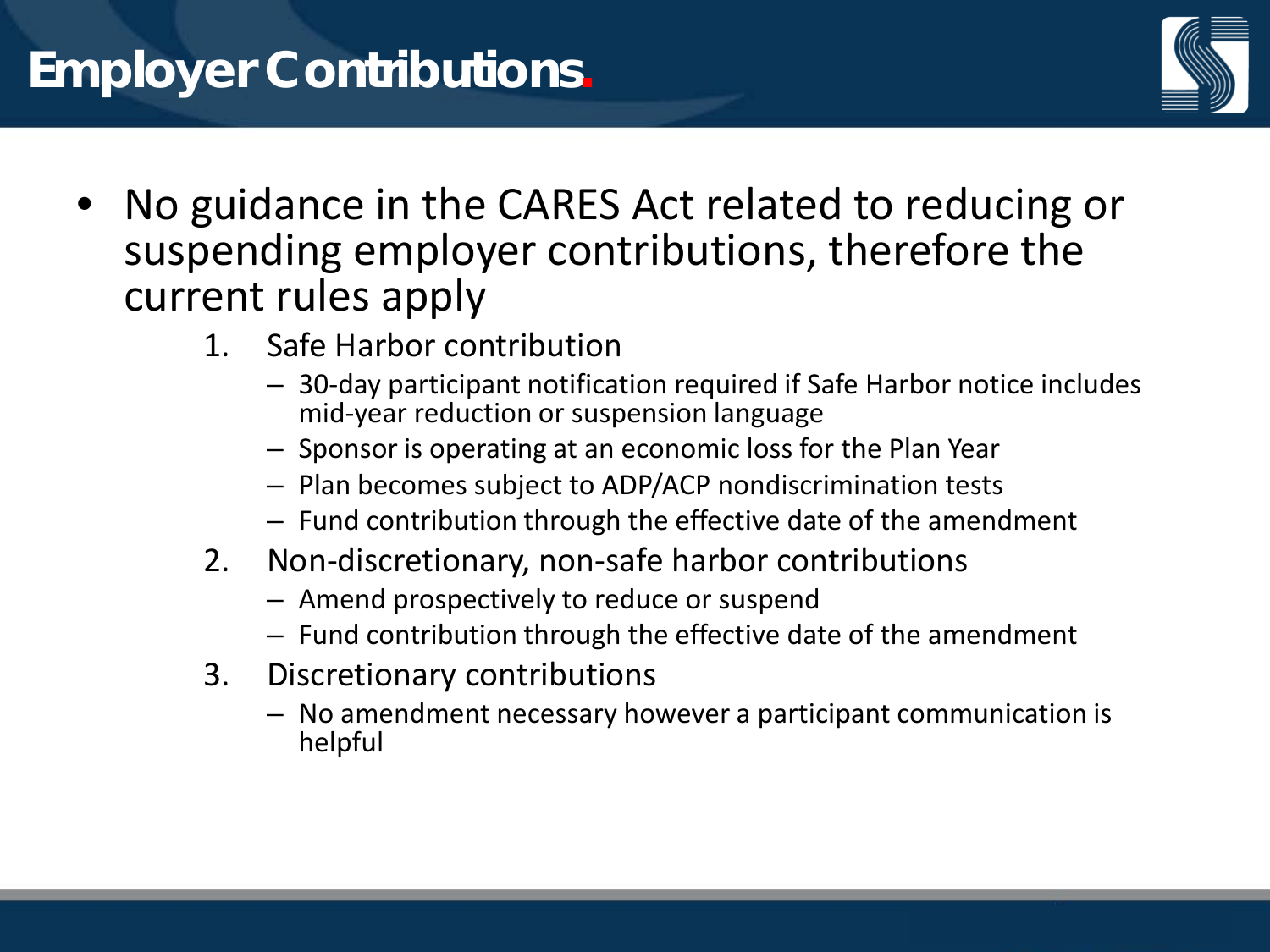# Employer Contributions

- No guidance in the CARES Act related to reducing or suspending employer contributions, therefore the current rules apply
  1. Safe Harbor contribution
     - 30-day participant notification required if Safe Harbor notice includes mid-year reduction or suspension language
     - Sponsor is operating at an economic loss for the Plan Year
     - Plan becomes subject to ADP/ACP nondiscrimination tests
     - Fund contribution through the effective date of the amendment
  2. Non-discretionary, non-safe harbor contributions
     - Amend prospectively to reduce or suspend
     - Fund contribution through the effective date of the amendment
  3. Discretionary contributions
     - No amendment necessary however a participant communication is helpful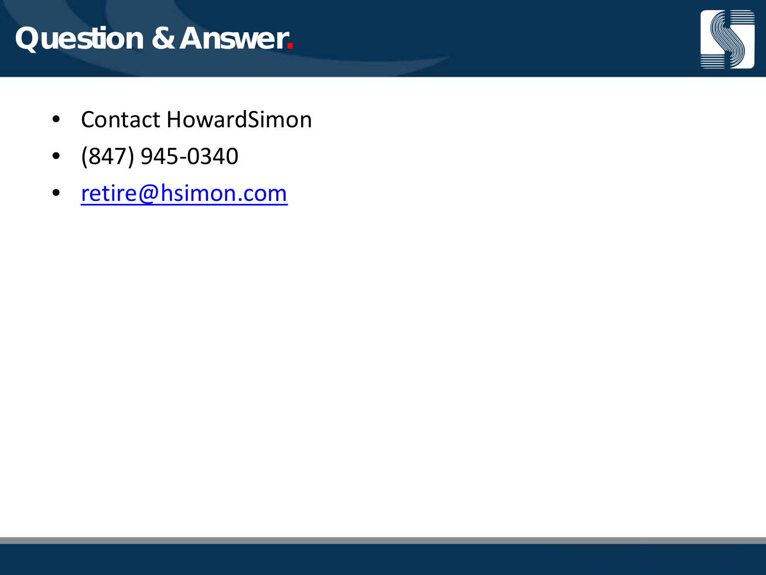# Question & Answer.

- Contact HowardSimon
- (847) 945-0340
- retire@hsimon.com